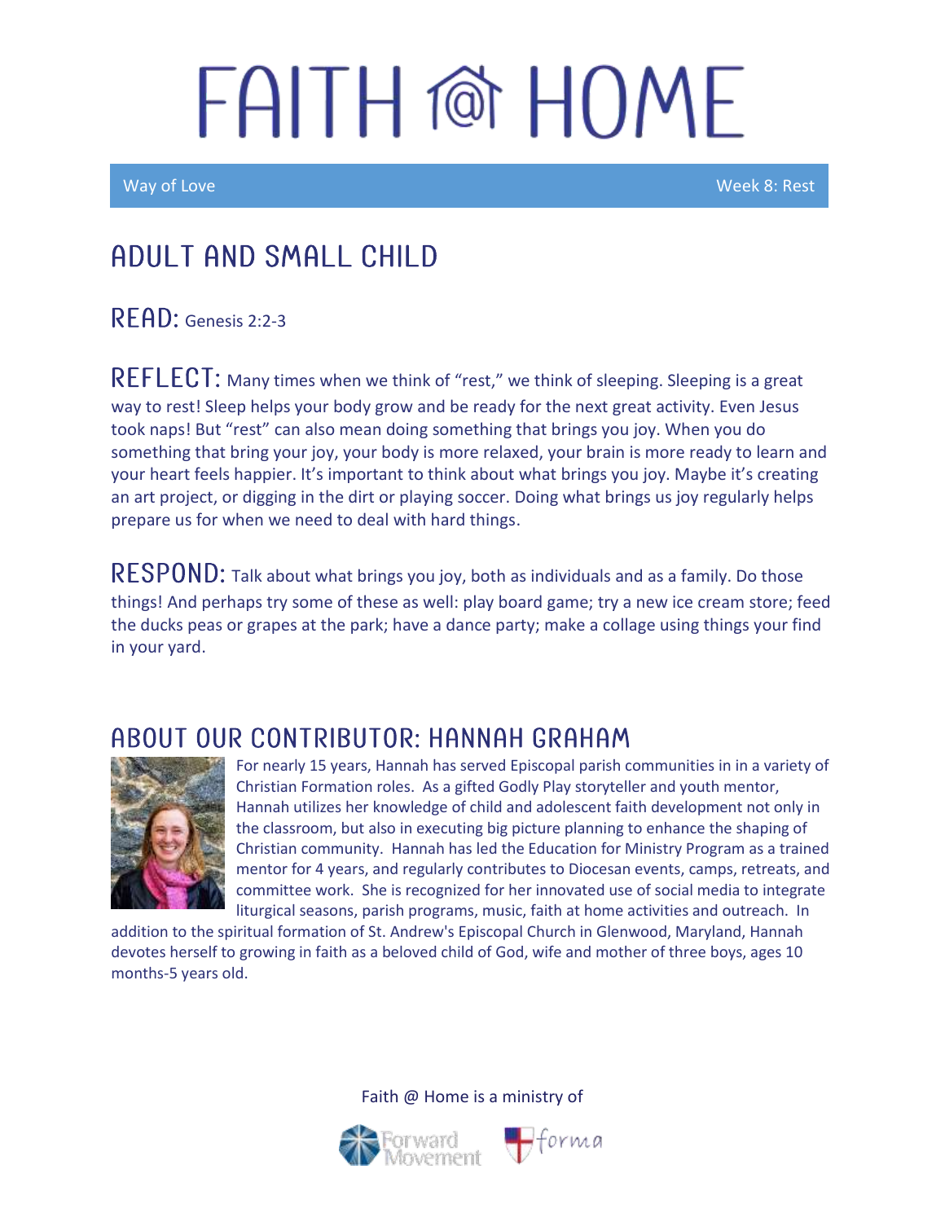# FAITH @ HOME

Way of Love Week 8: Rest

## ADULT AND SMALL CHILD

**READ:** Genesis 2:2-3

**REFLECT:** Many times when we think of "rest," we think of sleeping. Sleeping is a great way to rest! Sleep helps your body grow and be ready for the next great activity. Even Jesus took naps! But "rest" can also mean doing something that brings you joy. When you do something that bring your joy, your body is more relaxed, your brain is more ready to learn and your heart feels happier. It's important to think about what brings you joy. Maybe it's creating an art project, or digging in the dirt or playing soccer. Doing what brings us joy regularly helps prepare us for when we need to deal with hard things.

**RESPOND:** Talk about what brings you joy, both as individuals and as a family. Do those things! And perhaps try some of these as well: play board game; try a new ice cream store; feed the ducks peas or grapes at the park; have a dance party; make a collage using things your find in your yard.

## ABOUT OUR CONTRIBUTOR: HANNAH GRAHAM

For nearly 15 years, Hannah has served Episcopal parish communities in in a variety of Christian Formation roles. As a gifted Godly Play storyteller and youth mentor, Hannah utilizes her knowledge of child and adolescent faith development not only in the classroom, but also in executing big picture planning to enhance the shaping of Christian community. Hannah has led the Education for Ministry Program as a trained mentor for 4 years, and regularly contributes to Diocesan events, camps, retreats, and committee work. She is recognized for her innovated use of social media to integrate liturgical seasons, parish programs, music, faith at home activities and outreach. In addition to the spiritual formation of St. Andrew's Episcopal Church in Glenwood, Maryland, Hannah devotes herself to growing in faith as a beloved child of God, wife and mother of three boys, ages 10 months-5 years old.

Faith @ Home is a ministry of Forward Movement and forma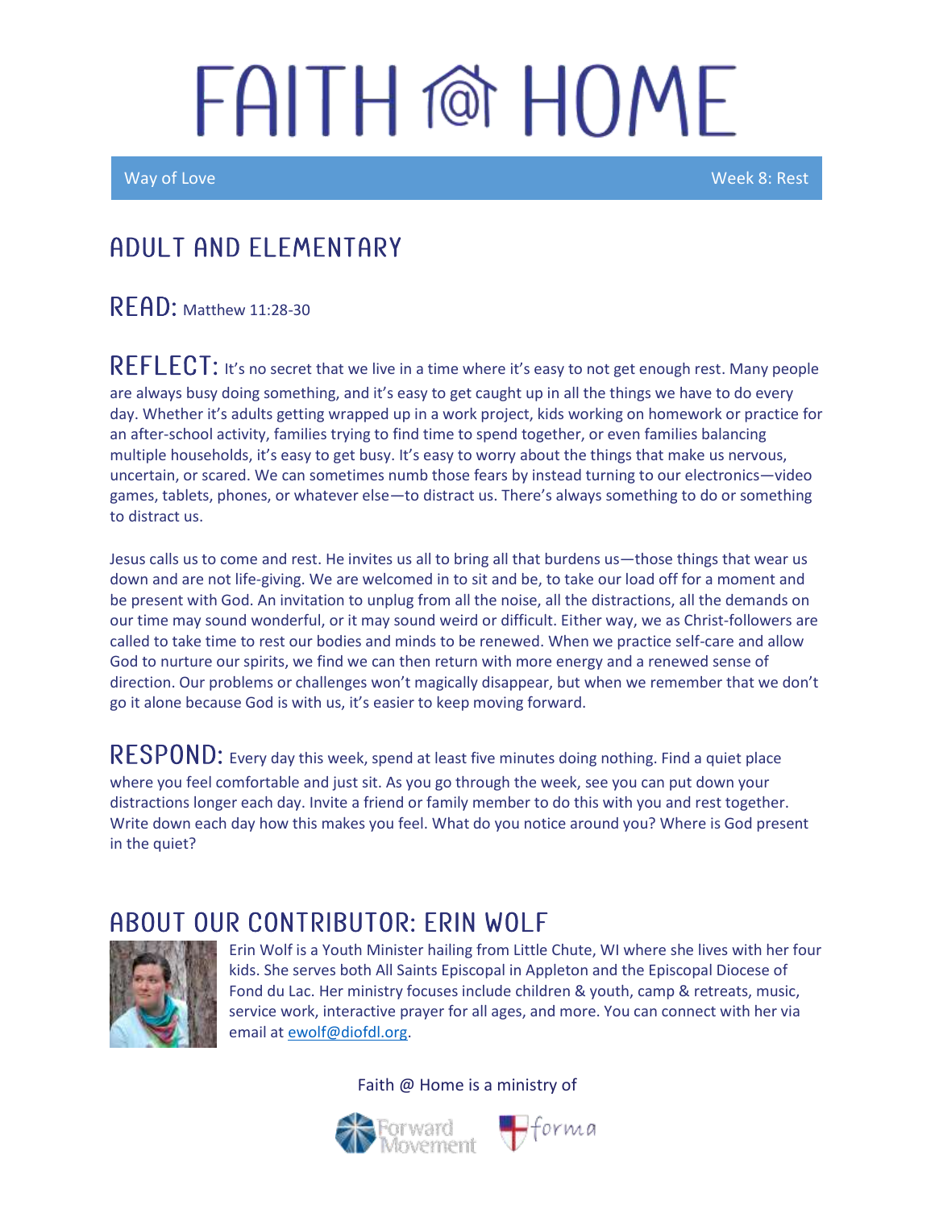# FAITH @ HOME

Way of Love — Week 8: Rest

## ADULT AND ELEMENTARY

**READ:** Matthew 11:28-30

**REFLECT:** It's no secret that we live in a time where it's easy to not get enough rest. Many people are always busy doing something, and it's easy to get caught up in all the things we have to do every day. Whether it's adults getting wrapped up in a work project, kids working on homework or practice for an after-school activity, families trying to find time to spend together, or even families balancing multiple households, it's easy to get busy. It's easy to worry about the things that make us nervous, uncertain, or scared. We can sometimes numb those fears by instead turning to our electronics—video games, tablets, phones, or whatever else—to distract us. There's always something to do or something to distract us.

Jesus calls us to come and rest. He invites us all to bring all that burdens us—those things that wear us down and are not life-giving. We are welcomed in to sit and be, to take our load off for a moment and be present with God. An invitation to unplug from all the noise, all the distractions, all the demands on our time may sound wonderful, or it may sound weird or difficult. Either way, we as Christ-followers are called to take time to rest our bodies and minds to be renewed. When we practice self-care and allow God to nurture our spirits, we find we can then return with more energy and a renewed sense of direction. Our problems or challenges won't magically disappear, but when we remember that we don't go it alone because God is with us, it's easier to keep moving forward.

**RESPOND:** Every day this week, spend at least five minutes doing nothing. Find a quiet place where you feel comfortable and just sit. As you go through the week, see you can put down your distractions longer each day. Invite a friend or family member to do this with you and rest together. Write down each day how this makes you feel. What do you notice around you? Where is God present in the quiet?

## ABOUT OUR CONTRIBUTOR: ERIN WOLF

Erin Wolf is a Youth Minister hailing from Little Chute, WI where she lives with her four kids. She serves both All Saints Episcopal in Appleton and the Episcopal Diocese of Fond du Lac. Her ministry focuses include children & youth, camp & retreats, music, service work, interactive prayer for all ages, and more. You can connect with her via email at ewolf@diofdl.org.

Faith @ Home is a ministry of Forward Movement and forma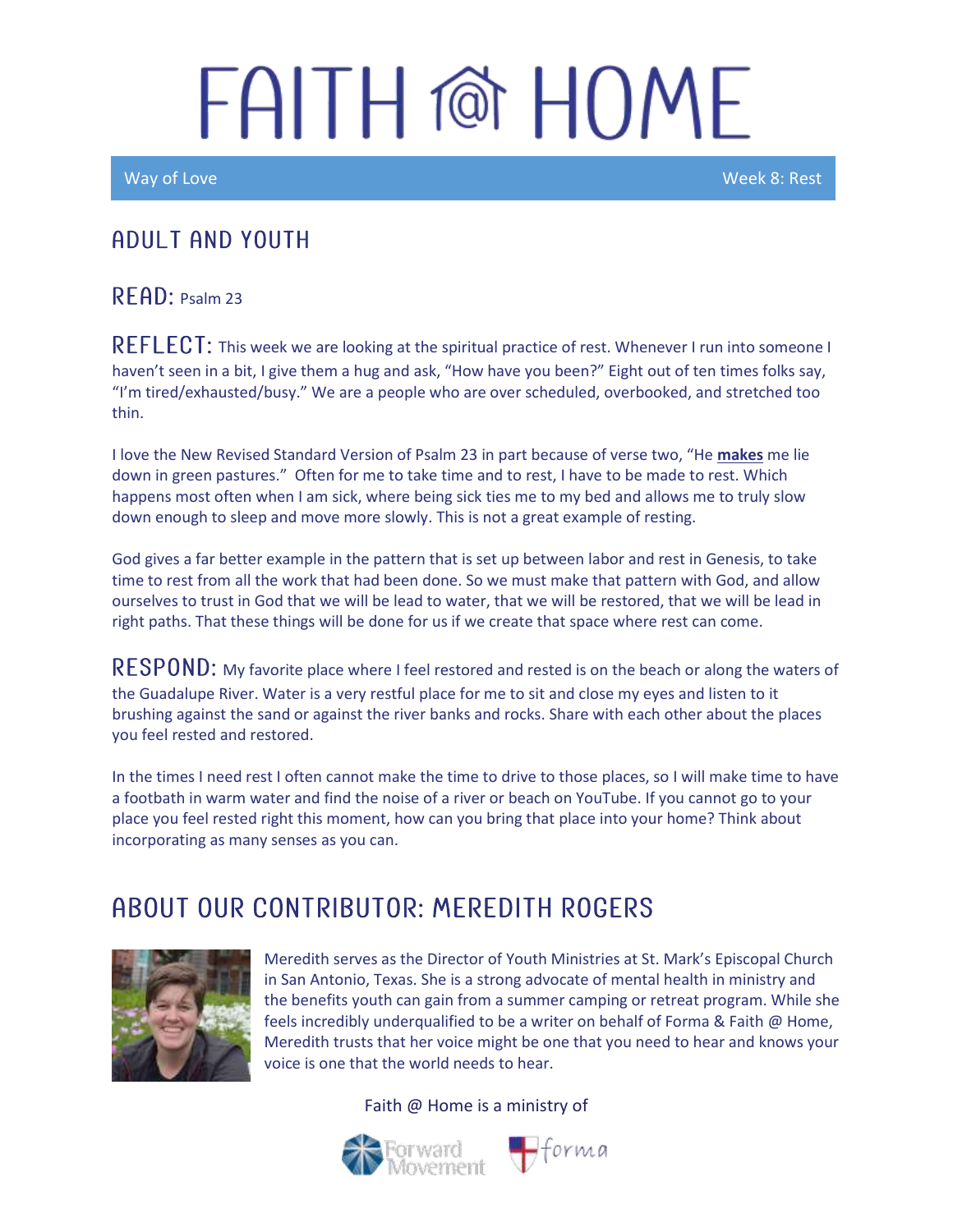# FAITH @ HOME

Way of Love | Week 8: Rest

## ADULT AND YOUTH

**READ:** Psalm 23

**REFLECT:** This week we are looking at the spiritual practice of rest. Whenever I run into someone I haven't seen in a bit, I give them a hug and ask, "How have you been?" Eight out of ten times folks say, "I'm tired/exhausted/busy." We are a people who are over scheduled, overbooked, and stretched too thin.

I love the New Revised Standard Version of Psalm 23 in part because of verse two, "He **makes** me lie down in green pastures." Often for me to take time and to rest, I have to be made to rest. Which happens most often when I am sick, where being sick ties me to my bed and allows me to truly slow down enough to sleep and move more slowly. This is not a great example of resting.

God gives a far better example in the pattern that is set up between labor and rest in Genesis, to take time to rest from all the work that had been done. So we must make that pattern with God, and allow ourselves to trust in God that we will be lead to water, that we will be restored, that we will be lead in right paths. That these things will be done for us if we create that space where rest can come.

**RESPOND:** My favorite place where I feel restored and rested is on the beach or along the waters of the Guadalupe River. Water is a very restful place for me to sit and close my eyes and listen to it brushing against the sand or against the river banks and rocks. Share with each other about the places you feel rested and restored.

In the times I need rest I often cannot make the time to drive to those places, so I will make time to have a footbath in warm water and find the noise of a river or beach on YouTube. If you cannot go to your place you feel rested right this moment, how can you bring that place into your home? Think about incorporating as many senses as you can.

## ABOUT OUR CONTRIBUTOR: MEREDITH ROGERS

Meredith serves as the Director of Youth Ministries at St. Mark's Episcopal Church in San Antonio, Texas. She is a strong advocate of mental health in ministry and the benefits youth can gain from a summer camping or retreat program. While she feels incredibly underqualified to be a writer on behalf of Forma & Faith @ Home, Meredith trusts that her voice might be one that you need to hear and knows your voice is one that the world needs to hear.

Faith @ Home is a ministry of Forward Movement and forma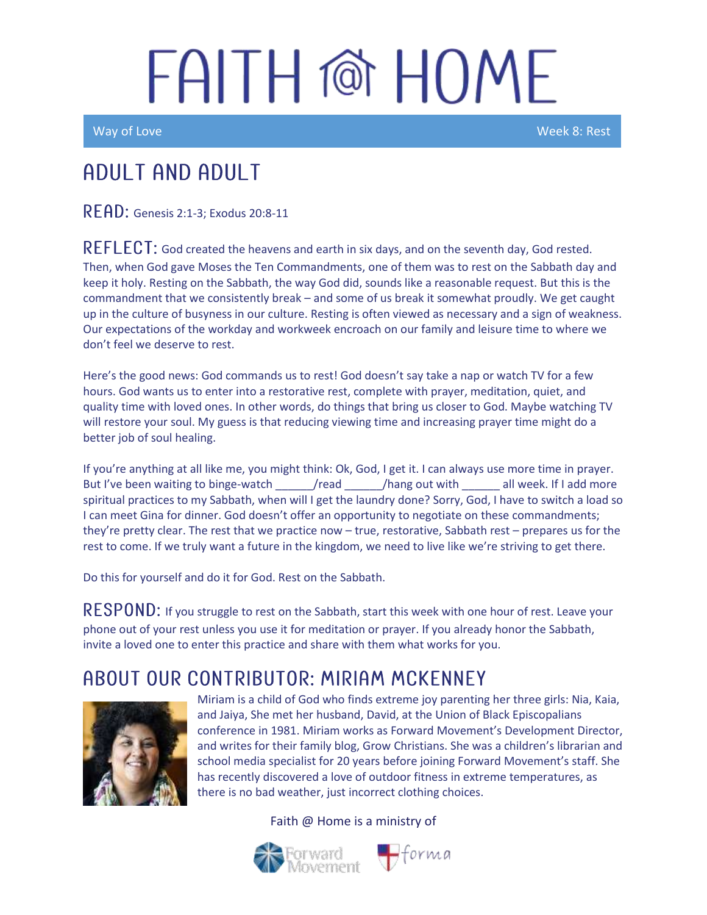# FAITH @ HOME

Way of Love | Week 8: Rest

## ADULT AND ADULT

**READ:** Genesis 2:1-3; Exodus 20:8-11

**REFLECT:** God created the heavens and earth in six days, and on the seventh day, God rested. Then, when God gave Moses the Ten Commandments, one of them was to rest on the Sabbath day and keep it holy. Resting on the Sabbath, the way God did, sounds like a reasonable request. But this is the commandment that we consistently break – and some of us break it somewhat proudly. We get caught up in the culture of busyness in our culture. Resting is often viewed as necessary and a sign of weakness. Our expectations of the workday and workweek encroach on our family and leisure time to where we don't feel we deserve to rest.

Here's the good news: God commands us to rest! God doesn't say take a nap or watch TV for a few hours. God wants us to enter into a restorative rest, complete with prayer, meditation, quiet, and quality time with loved ones. In other words, do things that bring us closer to God. Maybe watching TV will restore your soul. My guess is that reducing viewing time and increasing prayer time might do a better job of soul healing.

If you're anything at all like me, you might think: Ok, God, I get it. I can always use more time in prayer. But I've been waiting to binge-watch ______/read ______/hang out with ______ all week. If I add more spiritual practices to my Sabbath, when will I get the laundry done? Sorry, God, I have to switch a load so I can meet Gina for dinner. God doesn't offer an opportunity to negotiate on these commandments; they're pretty clear. The rest that we practice now – true, restorative, Sabbath rest – prepares us for the rest to come. If we truly want a future in the kingdom, we need to live like we're striving to get there.

Do this for yourself and do it for God. Rest on the Sabbath.

**RESPOND:** If you struggle to rest on the Sabbath, start this week with one hour of rest. Leave your phone out of your rest unless you use it for meditation or prayer. If you already honor the Sabbath, invite a loved one to enter this practice and share with them what works for you.

## ABOUT OUR CONTRIBUTOR: MIRIAM MCKENNEY

Miriam is a child of God who finds extreme joy parenting her three girls: Nia, Kaia, and Jaiya, She met her husband, David, at the Union of Black Episcopalians conference in 1981. Miriam works as Forward Movement's Development Director, and writes for their family blog, Grow Christians. She was a children's librarian and school media specialist for 20 years before joining Forward Movement's staff. She has recently discovered a love of outdoor fitness in extreme temperatures, as there is no bad weather, just incorrect clothing choices.

Faith @ Home is a ministry of

Forward Movement    forma